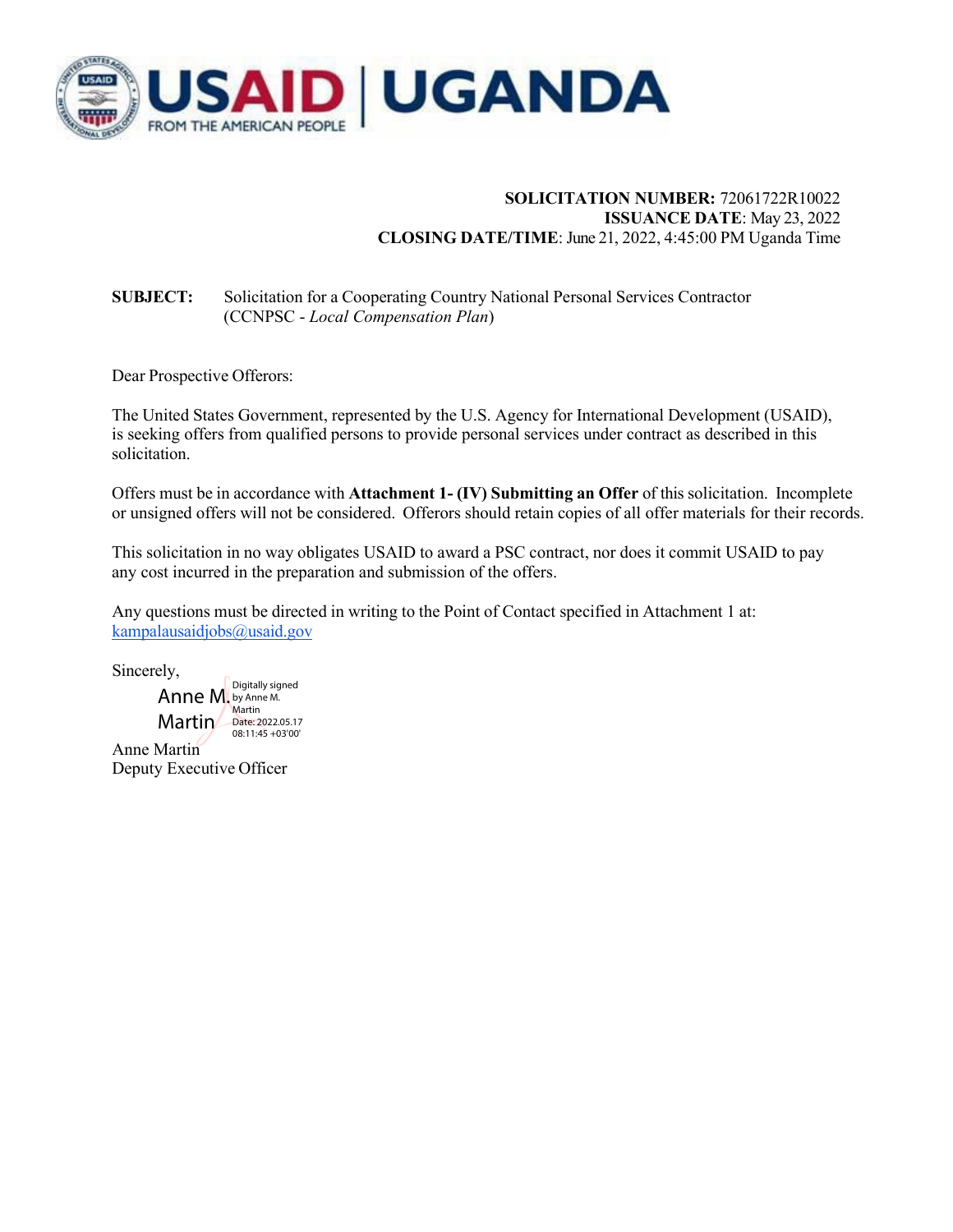USAID | UGANDA
FROM THE AMERICAN PEOPLE

**SOLICITATION NUMBER:** 72061722R10022
**ISSUANCE DATE**: May 23, 2022
**CLOSING DATE/TIME**: June 21, 2022, 4:45:00 PM Uganda Time

**SUBJECT:** Solicitation for a Cooperating Country National Personal Services Contractor (CCNPSC - *Local Compensation Plan*)

Dear Prospective Offerors:

The United States Government, represented by the U.S. Agency for International Development (USAID), is seeking offers from qualified persons to provide personal services under contract as described in this solicitation.

Offers must be in accordance with **Attachment 1- (IV) Submitting an Offer** of this solicitation. Incomplete or unsigned offers will not be considered. Offerors should retain copies of all offer materials for their records.

This solicitation in no way obligates USAID to award a PSC contract, nor does it commit USAID to pay any cost incurred in the preparation and submission of the offers.

Any questions must be directed in writing to the Point of Contact specified in Attachment 1 at: kampalausaidjobs@usaid.gov

Sincerely,

Anne M. Martin
Digitally signed by Anne M. Martin
Date: 2022.05.17 08:11:45 +03'00'

Anne Martin
Deputy Executive Officer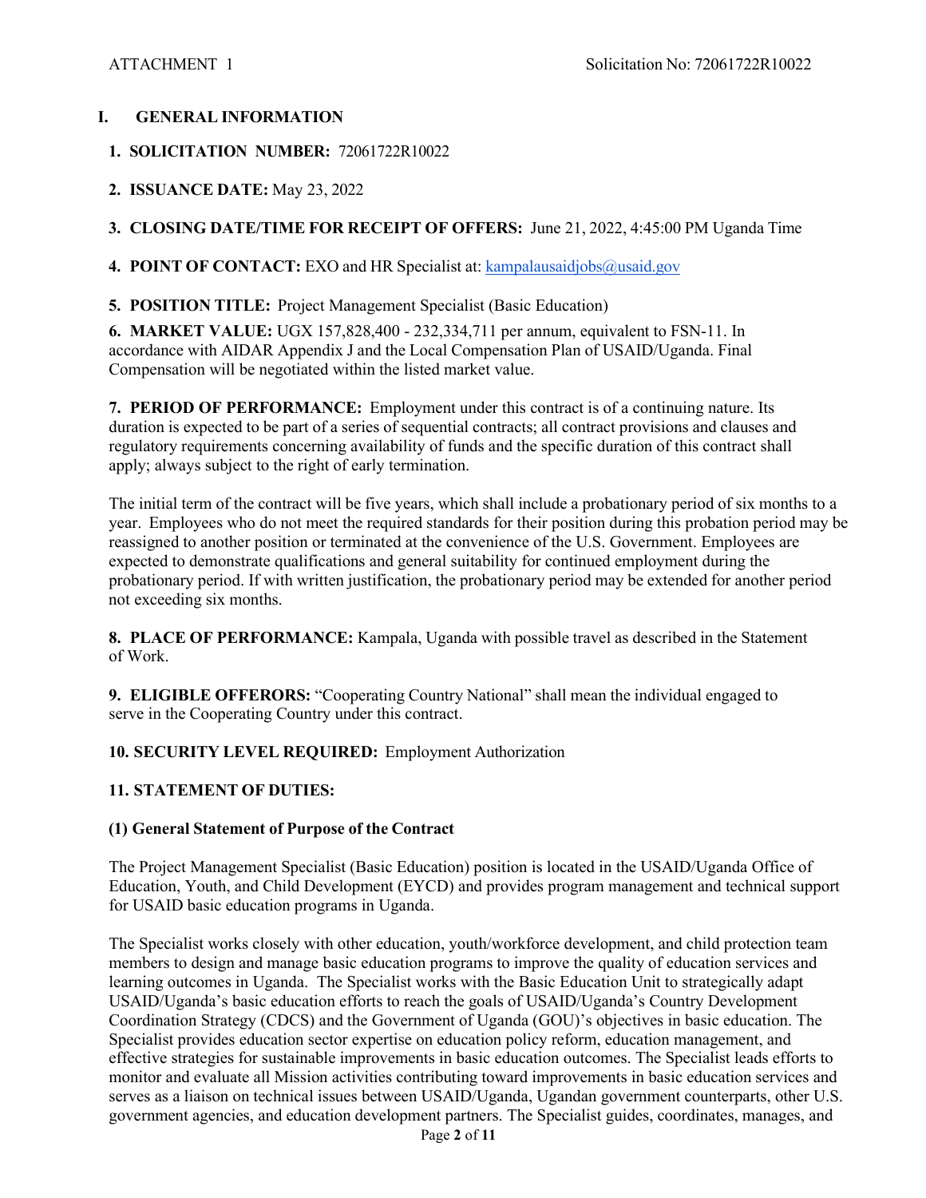ATTACHMENT 1 Solicitation No: 72061722R10022

## I. GENERAL INFORMATION

1. **SOLICITATION NUMBER:** 72061722R10022

2. **ISSUANCE DATE:** May 23, 2022

3. **CLOSING DATE/TIME FOR RECEIPT OF OFFERS:** June 21, 2022, 4:45:00 PM Uganda Time

4. **POINT OF CONTACT:** EXO and HR Specialist at: kampalausaidjobs@usaid.gov

5. **POSITION TITLE:** Project Management Specialist (Basic Education)

6. **MARKET VALUE:** UGX 157,828,400 - 232,334,711 per annum, equivalent to FSN-11. In accordance with AIDAR Appendix J and the Local Compensation Plan of USAID/Uganda. Final Compensation will be negotiated within the listed market value.

7. **PERIOD OF PERFORMANCE:** Employment under this contract is of a continuing nature. Its duration is expected to be part of a series of sequential contracts; all contract provisions and clauses and regulatory requirements concerning availability of funds and the specific duration of this contract shall apply; always subject to the right of early termination.

   The initial term of the contract will be five years, which shall include a probationary period of six months to a year. Employees who do not meet the required standards for their position during this probation period may be reassigned to another position or terminated at the convenience of the U.S. Government. Employees are expected to demonstrate qualifications and general suitability for continued employment during the probationary period. If with written justification, the probationary period may be extended for another period not exceeding six months.

8. **PLACE OF PERFORMANCE:** Kampala, Uganda with possible travel as described in the Statement of Work.

9. **ELIGIBLE OFFERORS:** "Cooperating Country National" shall mean the individual engaged to serve in the Cooperating Country under this contract.

10. **SECURITY LEVEL REQUIRED:** Employment Authorization

11. **STATEMENT OF DUTIES:**

**(1) General Statement of Purpose of the Contract**

The Project Management Specialist (Basic Education) position is located in the USAID/Uganda Office of Education, Youth, and Child Development (EYCD) and provides program management and technical support for USAID basic education programs in Uganda.

The Specialist works closely with other education, youth/workforce development, and child protection team members to design and manage basic education programs to improve the quality of education services and learning outcomes in Uganda. The Specialist works with the Basic Education Unit to strategically adapt USAID/Uganda's basic education efforts to reach the goals of USAID/Uganda's Country Development Coordination Strategy (CDCS) and the Government of Uganda (GOU)'s objectives in basic education. The Specialist provides education sector expertise on education policy reform, education management, and effective strategies for sustainable improvements in basic education outcomes. The Specialist leads efforts to monitor and evaluate all Mission activities contributing toward improvements in basic education services and serves as a liaison on technical issues between USAID/Uganda, Ugandan government counterparts, other U.S. government agencies, and education development partners. The Specialist guides, coordinates, manages, and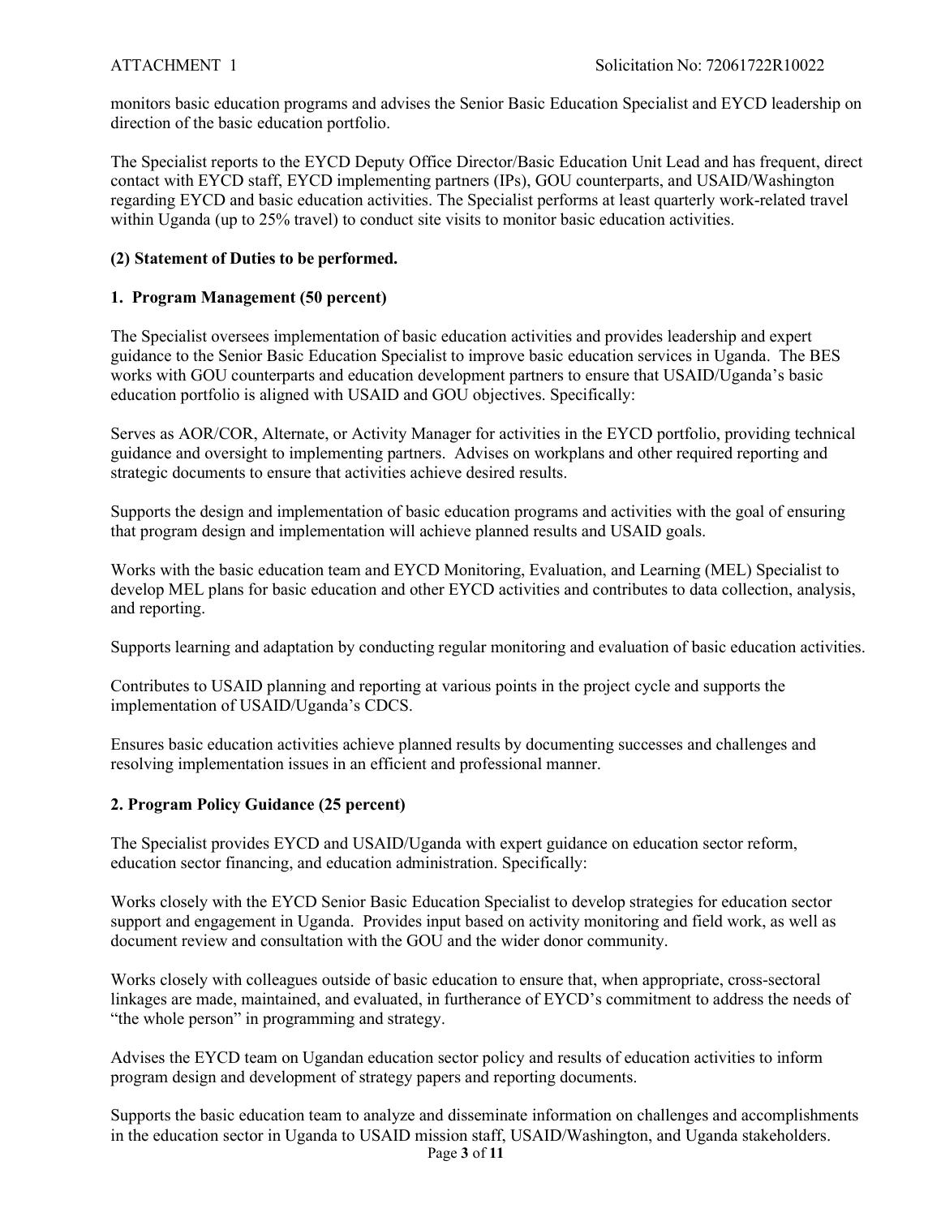monitors basic education programs and advises the Senior Basic Education Specialist and EYCD leadership on direction of the basic education portfolio.

The Specialist reports to the EYCD Deputy Office Director/Basic Education Unit Lead and has frequent, direct contact with EYCD staff, EYCD implementing partners (IPs), GOU counterparts, and USAID/Washington regarding EYCD and basic education activities. The Specialist performs at least quarterly work-related travel within Uganda (up to 25% travel) to conduct site visits to monitor basic education activities.

**(2) Statement of Duties to be performed.**

**1. Program Management (50 percent)**

The Specialist oversees implementation of basic education activities and provides leadership and expert guidance to the Senior Basic Education Specialist to improve basic education services in Uganda. The BES works with GOU counterparts and education development partners to ensure that USAID/Uganda's basic education portfolio is aligned with USAID and GOU objectives. Specifically:

Serves as AOR/COR, Alternate, or Activity Manager for activities in the EYCD portfolio, providing technical guidance and oversight to implementing partners. Advises on workplans and other required reporting and strategic documents to ensure that activities achieve desired results.

Supports the design and implementation of basic education programs and activities with the goal of ensuring that program design and implementation will achieve planned results and USAID goals.

Works with the basic education team and EYCD Monitoring, Evaluation, and Learning (MEL) Specialist to develop MEL plans for basic education and other EYCD activities and contributes to data collection, analysis, and reporting.

Supports learning and adaptation by conducting regular monitoring and evaluation of basic education activities.

Contributes to USAID planning and reporting at various points in the project cycle and supports the implementation of USAID/Uganda's CDCS.

Ensures basic education activities achieve planned results by documenting successes and challenges and resolving implementation issues in an efficient and professional manner.

**2. Program Policy Guidance (25 percent)**

The Specialist provides EYCD and USAID/Uganda with expert guidance on education sector reform, education sector financing, and education administration. Specifically:

Works closely with the EYCD Senior Basic Education Specialist to develop strategies for education sector support and engagement in Uganda. Provides input based on activity monitoring and field work, as well as document review and consultation with the GOU and the wider donor community.

Works closely with colleagues outside of basic education to ensure that, when appropriate, cross-sectoral linkages are made, maintained, and evaluated, in furtherance of EYCD's commitment to address the needs of "the whole person" in programming and strategy.

Advises the EYCD team on Ugandan education sector policy and results of education activities to inform program design and development of strategy papers and reporting documents.

Supports the basic education team to analyze and disseminate information on challenges and accomplishments in the education sector in Uganda to USAID mission staff, USAID/Washington, and Uganda stakeholders.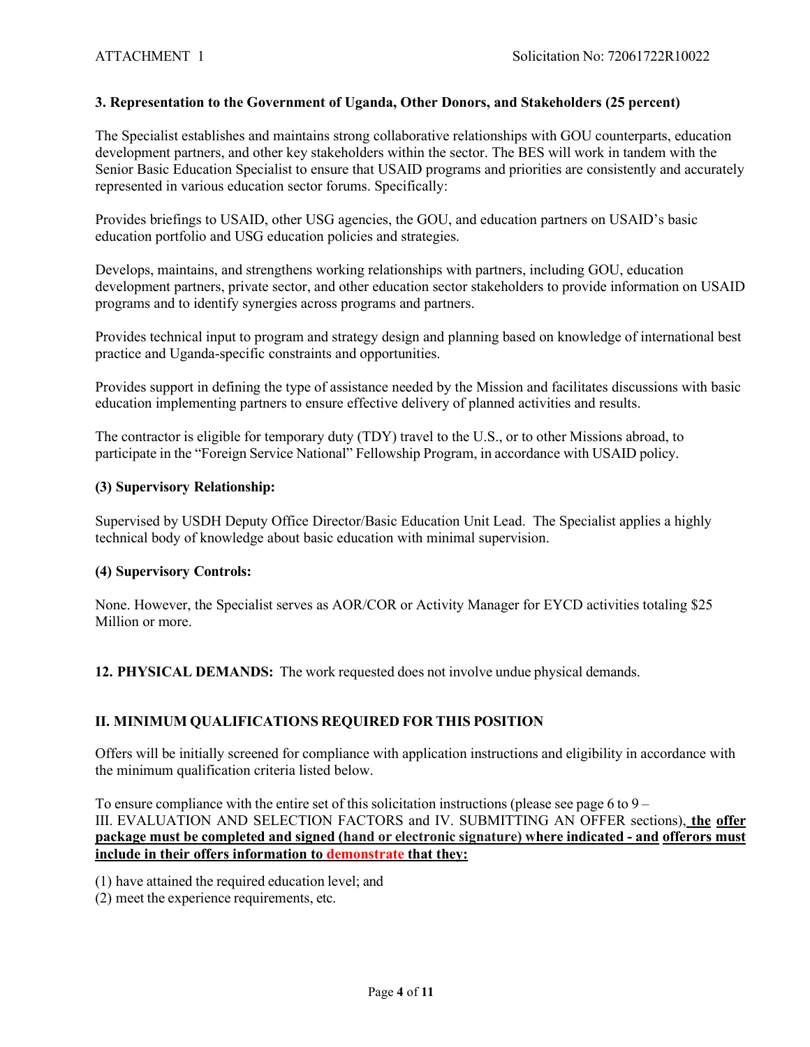**3. Representation to the Government of Uganda, Other Donors, and Stakeholders (25 percent)**

The Specialist establishes and maintains strong collaborative relationships with GOU counterparts, education development partners, and other key stakeholders within the sector. The BES will work in tandem with the Senior Basic Education Specialist to ensure that USAID programs and priorities are consistently and accurately represented in various education sector forums. Specifically:

Provides briefings to USAID, other USG agencies, the GOU, and education partners on USAID's basic education portfolio and USG education policies and strategies.

Develops, maintains, and strengthens working relationships with partners, including GOU, education development partners, private sector, and other education sector stakeholders to provide information on USAID programs and to identify synergies across programs and partners.

Provides technical input to program and strategy design and planning based on knowledge of international best practice and Uganda-specific constraints and opportunities.

Provides support in defining the type of assistance needed by the Mission and facilitates discussions with basic education implementing partners to ensure effective delivery of planned activities and results.

The contractor is eligible for temporary duty (TDY) travel to the U.S., or to other Missions abroad, to participate in the "Foreign Service National" Fellowship Program, in accordance with USAID policy.

**(3) Supervisory Relationship:**

Supervised by USDH Deputy Office Director/Basic Education Unit Lead. The Specialist applies a highly technical body of knowledge about basic education with minimal supervision.

**(4) Supervisory Controls:**

None. However, the Specialist serves as AOR/COR or Activity Manager for EYCD activities totaling $25 Million or more.

**12. PHYSICAL DEMANDS:** The work requested does not involve undue physical demands.

## II. MINIMUM QUALIFICATIONS REQUIRED FOR THIS POSITION

Offers will be initially screened for compliance with application instructions and eligibility in accordance with the minimum qualification criteria listed below.

To ensure compliance with the entire set of this solicitation instructions (please see page 6 to 9 – III. EVALUATION AND SELECTION FACTORS and IV. SUBMITTING AN OFFER sections), **the offer package must be completed and signed (hand or electronic signature) where indicated - and offerors must include in their offers information to demonstrate that they:**

(1) have attained the required education level; and
(2) meet the experience requirements, etc.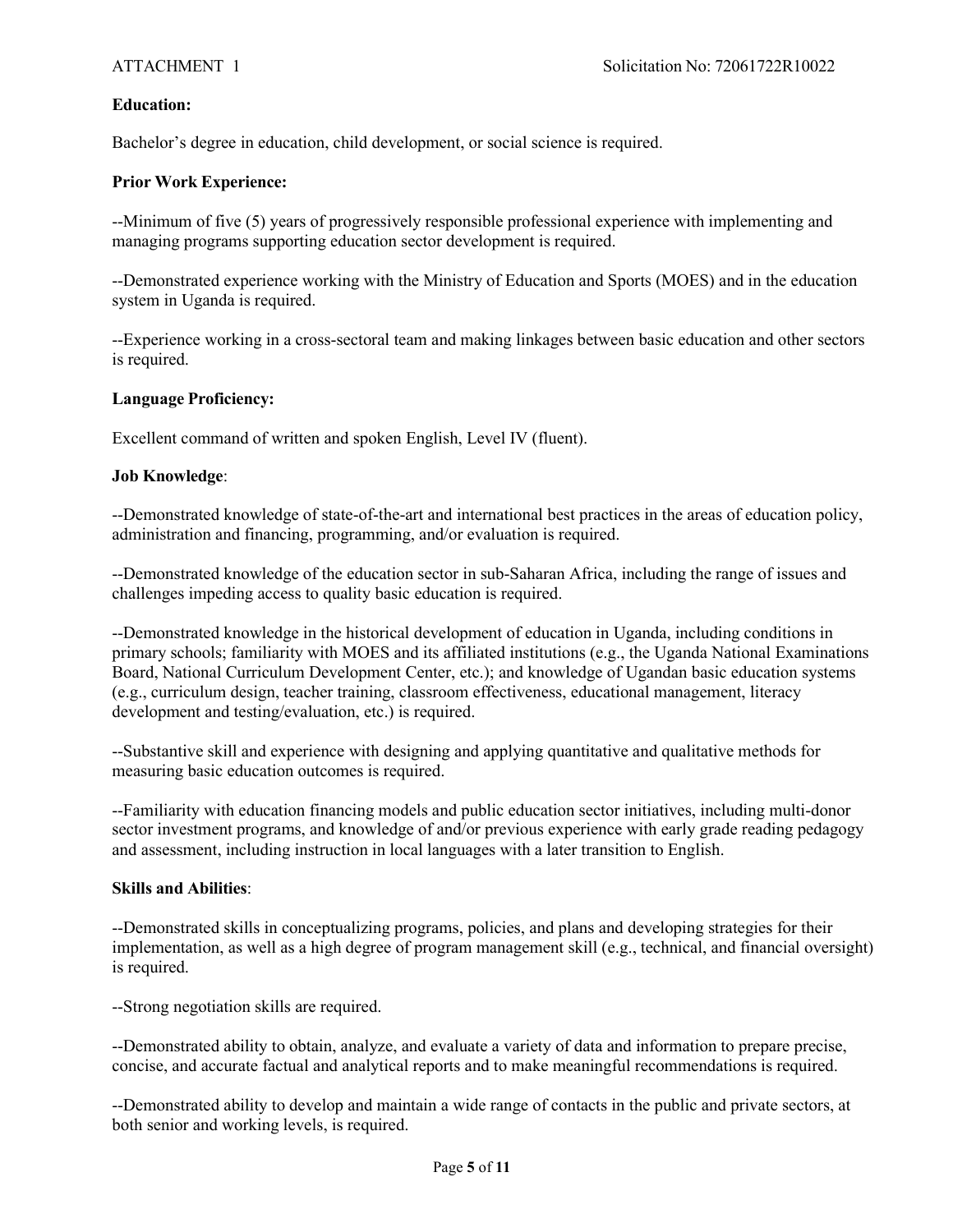**Education:**

Bachelor's degree in education, child development, or social science is required.

**Prior Work Experience:**

--Minimum of five (5) years of progressively responsible professional experience with implementing and managing programs supporting education sector development is required.

--Demonstrated experience working with the Ministry of Education and Sports (MOES) and in the education system in Uganda is required.

--Experience working in a cross-sectoral team and making linkages between basic education and other sectors is required.

**Language Proficiency:**

Excellent command of written and spoken English, Level IV (fluent).

**Job Knowledge**:

--Demonstrated knowledge of state-of-the-art and international best practices in the areas of education policy, administration and financing, programming, and/or evaluation is required.

--Demonstrated knowledge of the education sector in sub-Saharan Africa, including the range of issues and challenges impeding access to quality basic education is required.

--Demonstrated knowledge in the historical development of education in Uganda, including conditions in primary schools; familiarity with MOES and its affiliated institutions (e.g., the Uganda National Examinations Board, National Curriculum Development Center, etc.); and knowledge of Ugandan basic education systems (e.g., curriculum design, teacher training, classroom effectiveness, educational management, literacy development and testing/evaluation, etc.) is required.

--Substantive skill and experience with designing and applying quantitative and qualitative methods for measuring basic education outcomes is required.

--Familiarity with education financing models and public education sector initiatives, including multi-donor sector investment programs, and knowledge of and/or previous experience with early grade reading pedagogy and assessment, including instruction in local languages with a later transition to English.

**Skills and Abilities**:

--Demonstrated skills in conceptualizing programs, policies, and plans and developing strategies for their implementation, as well as a high degree of program management skill (e.g., technical, and financial oversight) is required.

--Strong negotiation skills are required.

--Demonstrated ability to obtain, analyze, and evaluate a variety of data and information to prepare precise, concise, and accurate factual and analytical reports and to make meaningful recommendations is required.

--Demonstrated ability to develop and maintain a wide range of contacts in the public and private sectors, at both senior and working levels, is required.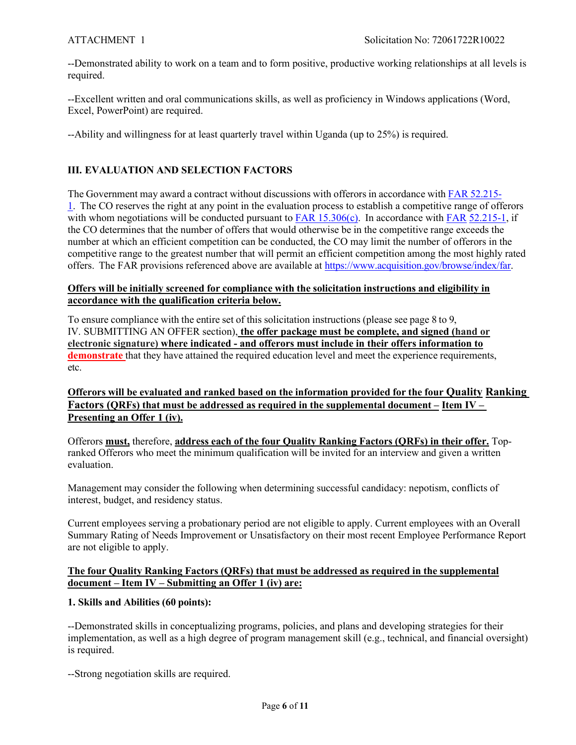--Demonstrated ability to work on a team and to form positive, productive working relationships at all levels is required.

--Excellent written and oral communications skills, as well as proficiency in Windows applications (Word, Excel, PowerPoint) are required.

--Ability and willingness for at least quarterly travel within Uganda (up to 25%) is required.

## III. EVALUATION AND SELECTION FACTORS

The Government may award a contract without discussions with offerors in accordance with FAR 52.215-1. The CO reserves the right at any point in the evaluation process to establish a competitive range of offerors with whom negotiations will be conducted pursuant to FAR 15.306(c). In accordance with FAR 52.215-1, if the CO determines that the number of offers that would otherwise be in the competitive range exceeds the number at which an efficient competition can be conducted, the CO may limit the number of offerors in the competitive range to the greatest number that will permit an efficient competition among the most highly rated offers. The FAR provisions referenced above are available at https://www.acquisition.gov/browse/index/far.

**Offers will be initially screened for compliance with the solicitation instructions and eligibility in accordance with the qualification criteria below.**

To ensure compliance with the entire set of this solicitation instructions (please see page 8 to 9, IV. SUBMITTING AN OFFER section), **the offer package must be complete, and signed (hand or electronic signature) where indicated - and offerors must include in their offers information to demonstrate** that they have attained the required education level and meet the experience requirements, etc.

**Offerors will be evaluated and ranked based on the information provided for the four Quality Ranking Factors (QRFs) that must be addressed as required in the supplemental document – Item IV – Presenting an Offer 1 (iv).**

Offerors **must,** therefore, **address each of the four Quality Ranking Factors (QRFs) in their offer.** Top-ranked Offerors who meet the minimum qualification will be invited for an interview and given a written evaluation.

Management may consider the following when determining successful candidacy: nepotism, conflicts of interest, budget, and residency status.

Current employees serving a probationary period are not eligible to apply. Current employees with an Overall Summary Rating of Needs Improvement or Unsatisfactory on their most recent Employee Performance Report are not eligible to apply.

**The four Quality Ranking Factors (QRFs) that must be addressed as required in the supplemental document – Item IV – Submitting an Offer 1 (iv) are:**

**1. Skills and Abilities (60 points):**

--Demonstrated skills in conceptualizing programs, policies, and plans and developing strategies for their implementation, as well as a high degree of program management skill (e.g., technical, and financial oversight) is required.

--Strong negotiation skills are required.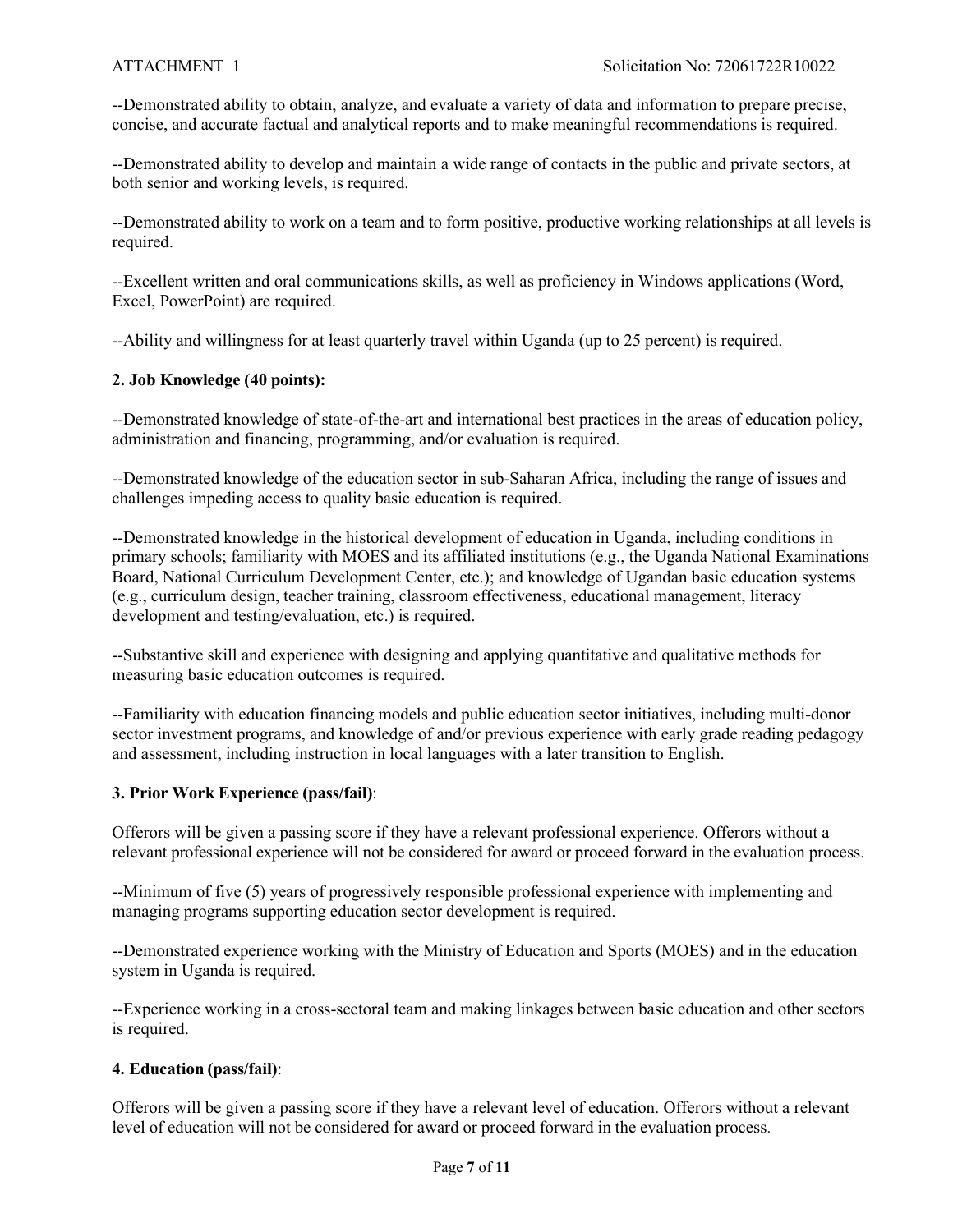--Demonstrated ability to obtain, analyze, and evaluate a variety of data and information to prepare precise, concise, and accurate factual and analytical reports and to make meaningful recommendations is required.

--Demonstrated ability to develop and maintain a wide range of contacts in the public and private sectors, at both senior and working levels, is required.

--Demonstrated ability to work on a team and to form positive, productive working relationships at all levels is required.

--Excellent written and oral communications skills, as well as proficiency in Windows applications (Word, Excel, PowerPoint) are required.

--Ability and willingness for at least quarterly travel within Uganda (up to 25 percent) is required.

**2. Job Knowledge (40 points):**

--Demonstrated knowledge of state-of-the-art and international best practices in the areas of education policy, administration and financing, programming, and/or evaluation is required.

--Demonstrated knowledge of the education sector in sub-Saharan Africa, including the range of issues and challenges impeding access to quality basic education is required.

--Demonstrated knowledge in the historical development of education in Uganda, including conditions in primary schools; familiarity with MOES and its affiliated institutions (e.g., the Uganda National Examinations Board, National Curriculum Development Center, etc.); and knowledge of Ugandan basic education systems (e.g., curriculum design, teacher training, classroom effectiveness, educational management, literacy development and testing/evaluation, etc.) is required.

--Substantive skill and experience with designing and applying quantitative and qualitative methods for measuring basic education outcomes is required.

--Familiarity with education financing models and public education sector initiatives, including multi-donor sector investment programs, and knowledge of and/or previous experience with early grade reading pedagogy and assessment, including instruction in local languages with a later transition to English.

**3. Prior Work Experience (pass/fail)**:

Offerors will be given a passing score if they have a relevant professional experience. Offerors without a relevant professional experience will not be considered for award or proceed forward in the evaluation process.

--Minimum of five (5) years of progressively responsible professional experience with implementing and managing programs supporting education sector development is required.

--Demonstrated experience working with the Ministry of Education and Sports (MOES) and in the education system in Uganda is required.

--Experience working in a cross-sectoral team and making linkages between basic education and other sectors is required.

**4. Education (pass/fail)**:

Offerors will be given a passing score if they have a relevant level of education. Offerors without a relevant level of education will not be considered for award or proceed forward in the evaluation process.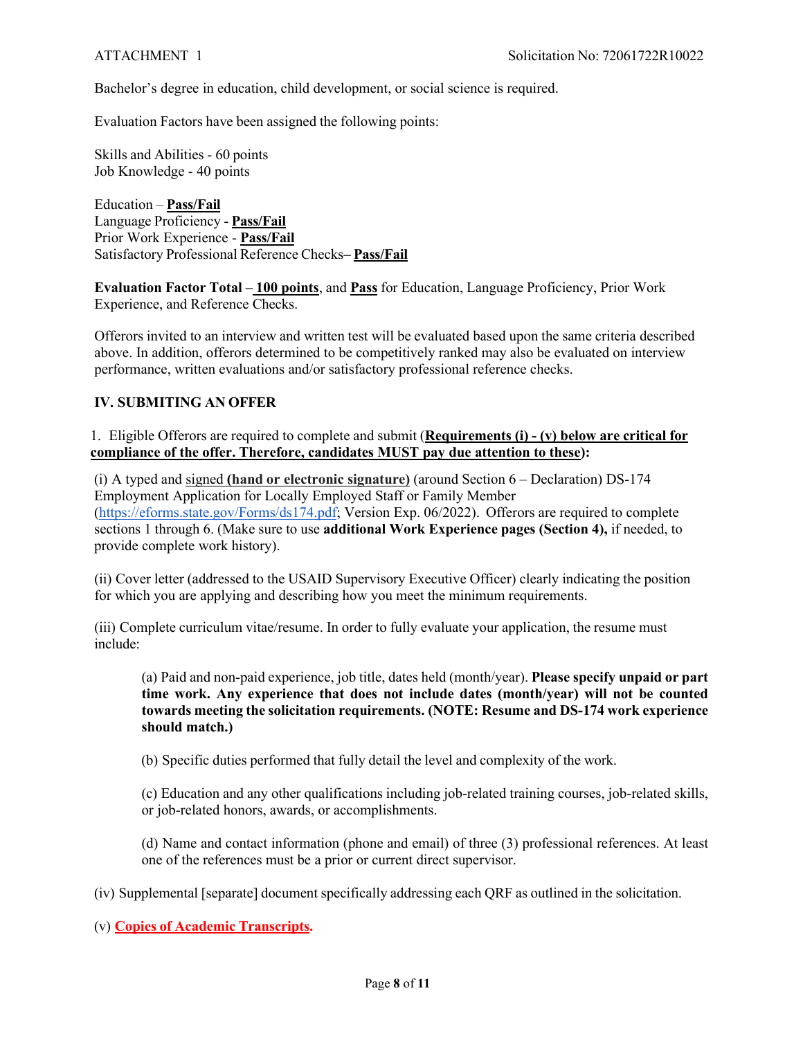Bachelor's degree in education, child development, or social science is required.

Evaluation Factors have been assigned the following points:

Skills and Abilities - 60 points
Job Knowledge - 40 points

Education – **Pass/Fail**
Language Proficiency - **Pass/Fail**
Prior Work Experience - **Pass/Fail**
Satisfactory Professional Reference Checks– **Pass/Fail**

**Evaluation Factor Total – 100 points**, and **Pass** for Education, Language Proficiency, Prior Work Experience, and Reference Checks.

Offerors invited to an interview and written test will be evaluated based upon the same criteria described above. In addition, offerors determined to be competitively ranked may also be evaluated on interview performance, written evaluations and/or satisfactory professional reference checks.

## IV. SUBMITING AN OFFER

1. Eligible Offerors are required to complete and submit (**Requirements (i) - (v) below are critical for compliance of the offer. Therefore, candidates MUST pay due attention to these**):

(i) A typed and signed **(hand or electronic signature)** (around Section 6 – Declaration) DS-174 Employment Application for Locally Employed Staff or Family Member (https://eforms.state.gov/Forms/ds174.pdf; Version Exp. 06/2022). Offerors are required to complete sections 1 through 6. (Make sure to use **additional Work Experience pages (Section 4),** if needed, to provide complete work history).

(ii) Cover letter (addressed to the USAID Supervisory Executive Officer) clearly indicating the position for which you are applying and describing how you meet the minimum requirements.

(iii) Complete curriculum vitae/resume. In order to fully evaluate your application, the resume must include:

> (a) Paid and non-paid experience, job title, dates held (month/year). **Please specify unpaid or part time work. Any experience that does not include dates (month/year) will not be counted towards meeting the solicitation requirements. (NOTE: Resume and DS-174 work experience should match.)**
>
> (b) Specific duties performed that fully detail the level and complexity of the work.
>
> (c) Education and any other qualifications including job-related training courses, job-related skills, or job-related honors, awards, or accomplishments.
>
> (d) Name and contact information (phone and email) of three (3) professional references. At least one of the references must be a prior or current direct supervisor.

(iv) Supplemental [separate] document specifically addressing each QRF as outlined in the solicitation.

(v) **Copies of Academic Transcripts.**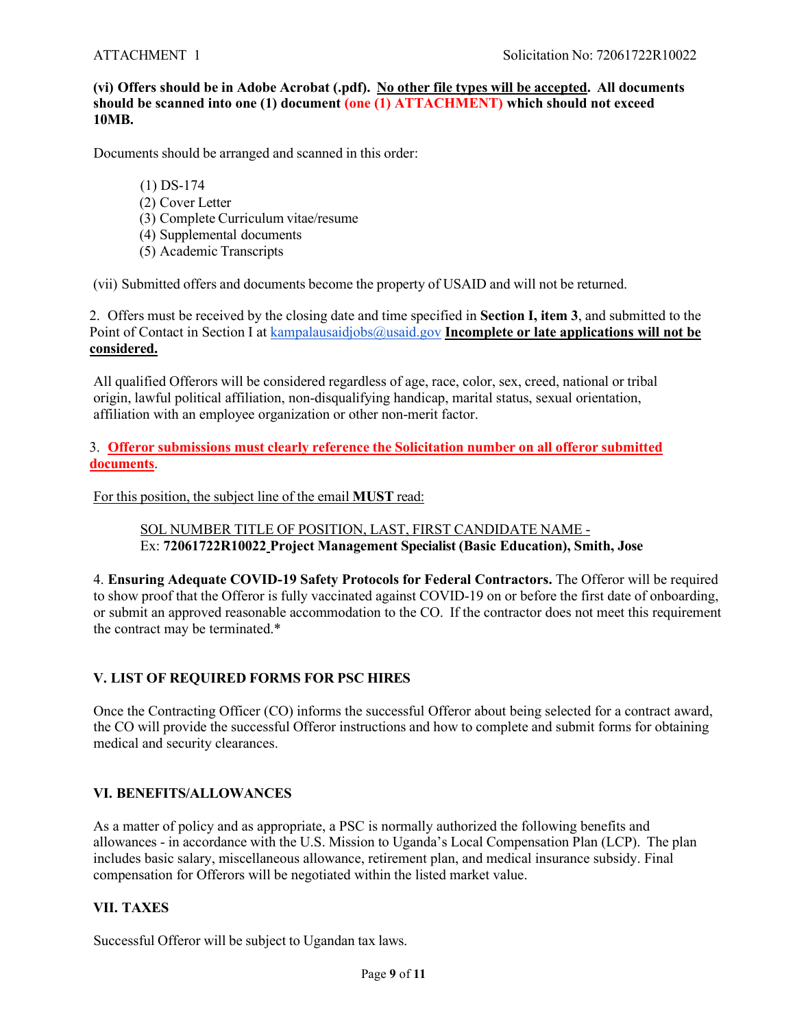**(vi) Offers should be in Adobe Acrobat (.pdf). <u>No other file types will be accepted</u>. All documents should be scanned into one (1) document (one (1) ATTACHMENT) which should not exceed 10MB.**

Documents should be arranged and scanned in this order:

(1) DS-174
(2) Cover Letter
(3) Complete Curriculum vitae/resume
(4) Supplemental documents
(5) Academic Transcripts

(vii) Submitted offers and documents become the property of USAID and will not be returned.

2. Offers must be received by the closing date and time specified in **Section I, item 3**, and submitted to the Point of Contact in Section I at kampalausaidjobs@usaid.gov **<u>Incomplete or late applications will not be considered.</u>**

All qualified Offerors will be considered regardless of age, race, color, sex, creed, national or tribal origin, lawful political affiliation, non-disqualifying handicap, marital status, sexual orientation, affiliation with an employee organization or other non-merit factor.

3. **<u>Offeror submissions must clearly reference the Solicitation number on all offeror submitted documents</u>**.

<u>For this position, the subject line of the email **MUST** read:</u>

<u>SOL NUMBER TITLE OF POSITION, LAST, FIRST CANDIDATE NAME -</u>
Ex: **72061722R10022 Project Management Specialist (Basic Education), Smith, Jose**

4. **Ensuring Adequate COVID-19 Safety Protocols for Federal Contractors.** The Offeror will be required to show proof that the Offeror is fully vaccinated against COVID-19 on or before the first date of onboarding, or submit an approved reasonable accommodation to the CO. If the contractor does not meet this requirement the contract may be terminated.*

## V. LIST OF REQUIRED FORMS FOR PSC HIRES

Once the Contracting Officer (CO) informs the successful Offeror about being selected for a contract award, the CO will provide the successful Offeror instructions and how to complete and submit forms for obtaining medical and security clearances.

## VI. BENEFITS/ALLOWANCES

As a matter of policy and as appropriate, a PSC is normally authorized the following benefits and allowances - in accordance with the U.S. Mission to Uganda's Local Compensation Plan (LCP). The plan includes basic salary, miscellaneous allowance, retirement plan, and medical insurance subsidy. Final compensation for Offerors will be negotiated within the listed market value.

## VII. TAXES

Successful Offeror will be subject to Ugandan tax laws.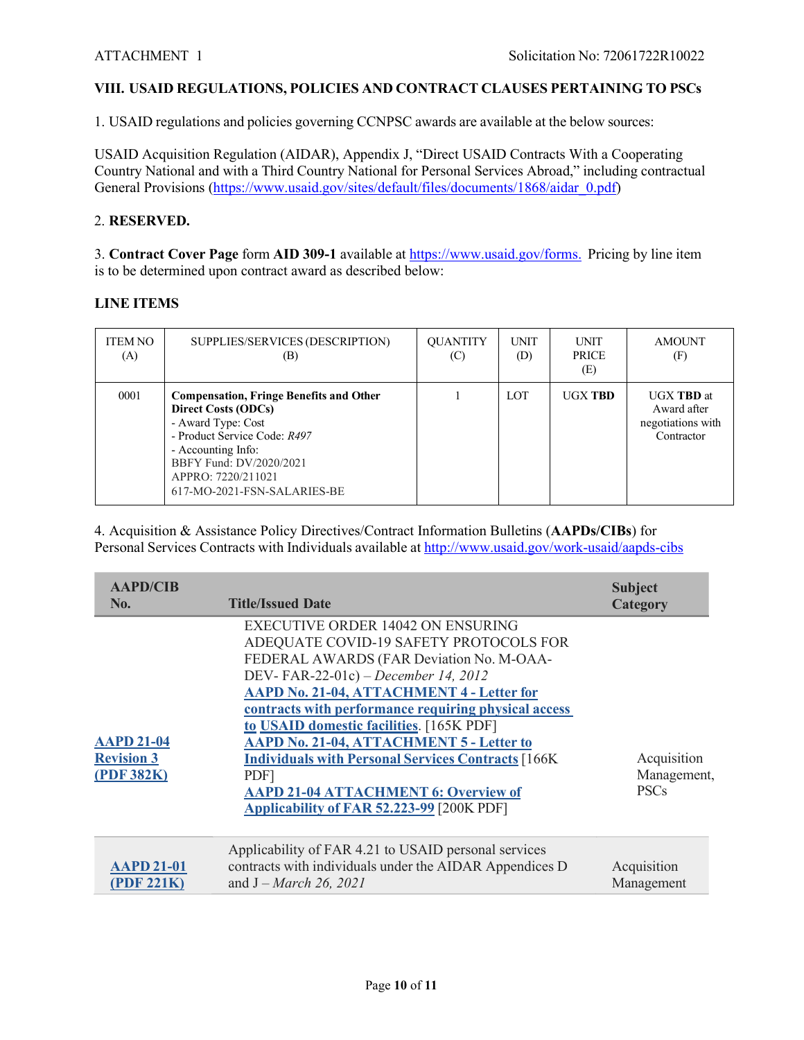## VIII. USAID REGULATIONS, POLICIES AND CONTRACT CLAUSES PERTAINING TO PSCs

1. USAID regulations and policies governing CCNPSC awards are available at the below sources:

USAID Acquisition Regulation (AIDAR), Appendix J, "Direct USAID Contracts With a Cooperating Country National and with a Third Country National for Personal Services Abroad," including contractual General Provisions (https://www.usaid.gov/sites/default/files/documents/1868/aidar_0.pdf)

2. **RESERVED.**

3. **Contract Cover Page** form **AID 309-1** available at https://www.usaid.gov/forms. Pricing by line item is to be determined upon contract award as described below:

**LINE ITEMS**

| ITEM NO (A) | SUPPLIES/SERVICES (DESCRIPTION) (B) | QUANTITY (C) | UNIT (D) | UNIT PRICE (E) | AMOUNT (F) |
|---|---|---|---|---|---|
| 0001 | **Compensation, Fringe Benefits and Other Direct Costs (ODCs)**<br>- Award Type: Cost<br>- Product Service Code: *R497*<br>- Accounting Info:<br>BBFY Fund: DV/2020/2021<br>APPRO: 7220/211021<br>617-MO-2021-FSN-SALARIES-BE | 1 | LOT | UGX **TBD** | UGX **TBD** at Award after negotiations with Contractor |

4. Acquisition & Assistance Policy Directives/Contract Information Bulletins (**AAPDs/CIBs**) for Personal Services Contracts with Individuals available at http://www.usaid.gov/work-usaid/aapds-cibs

| AAPD/CIB No. | Title/Issued Date | Subject Category |
|---|---|---|
| **AAPD 21-04 Revision 3 (PDF 382K)** | EXECUTIVE ORDER 14042 ON ENSURING ADEQUATE COVID-19 SAFETY PROTOCOLS FOR FEDERAL AWARDS (FAR Deviation No. M-OAA-DEV- FAR-22-01c) – *December 14, 2012*<br>**AAPD No. 21-04, ATTACHMENT 4 - Letter for contracts with performance requiring physical access to USAID domestic facilities**. [165K PDF]<br>**AAPD No. 21-04, ATTACHMENT 5 - Letter to Individuals with Personal Services Contracts** [166K PDF]<br>**AAPD 21-04 ATTACHMENT 6: Overview of Applicability of FAR 52.223-99** [200K PDF] | Acquisition Management, PSCs |
| **AAPD 21-01 (PDF 221K)** | Applicability of FAR 4.21 to USAID personal services contracts with individuals under the AIDAR Appendices D and J – *March 26, 2021* | Acquisition Management |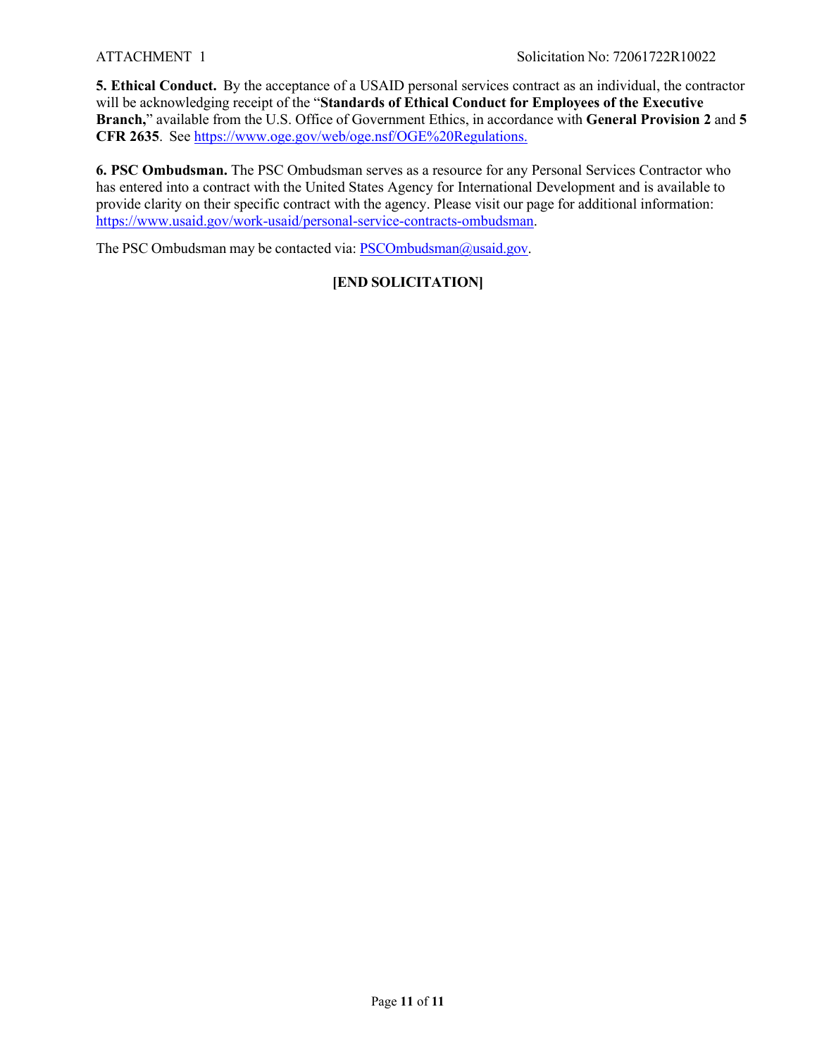**5. Ethical Conduct.** By the acceptance of a USAID personal services contract as an individual, the contractor will be acknowledging receipt of the "**Standards of Ethical Conduct for Employees of the Executive Branch,**" available from the U.S. Office of Government Ethics, in accordance with **General Provision 2** and **5 CFR 2635**. See https://www.oge.gov/web/oge.nsf/OGE%20Regulations.

**6. PSC Ombudsman.** The PSC Ombudsman serves as a resource for any Personal Services Contractor who has entered into a contract with the United States Agency for International Development and is available to provide clarity on their specific contract with the agency. Please visit our page for additional information: https://www.usaid.gov/work-usaid/personal-service-contracts-ombudsman.

The PSC Ombudsman may be contacted via: PSCOmbudsman@usaid.gov.

**[END SOLICITATION]**